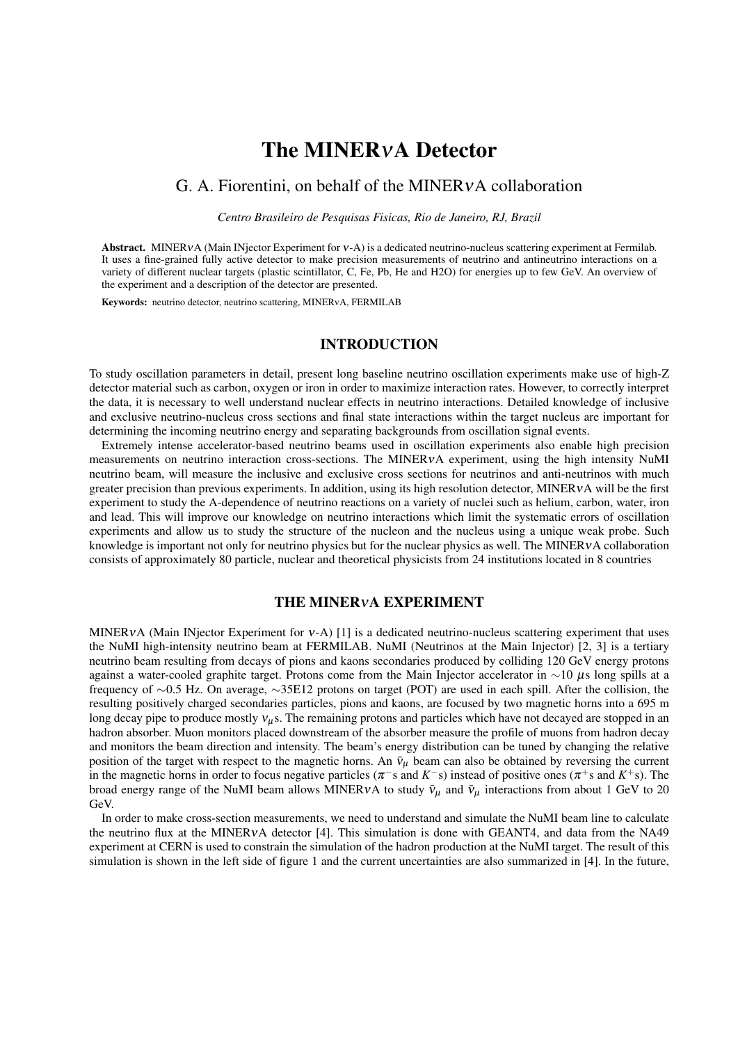# The MINER$\nu$A Detector

## G. A. Fiorentini, on behalf of the MINER$\nu$A collaboration

*Centro Brasileiro de Pesquisas Fisicas, Rio de Janeiro, RJ, Brazil*

**Abstract.** MINER$\nu$A (Main INjector Experiment for $\nu$-A) is a dedicated neutrino-nucleus scattering experiment at Fermilab. It uses a fine-grained fully active detector to make precision measurements of neutrino and antineutrino interactions on a variety of different nuclear targets (plastic scintillator, C, Fe, Pb, He and H2O) for energies up to few GeV. An overview of the experiment and a description of the detector are presented.

**Keywords:** neutrino detector, neutrino scattering, MINERvA, FERMILAB

## INTRODUCTION

To study oscillation parameters in detail, present long baseline neutrino oscillation experiments make use of high-Z detector material such as carbon, oxygen or iron in order to maximize interaction rates. However, to correctly interpret the data, it is necessary to well understand nuclear effects in neutrino interactions. Detailed knowledge of inclusive and exclusive neutrino-nucleus cross sections and final state interactions within the target nucleus are important for determining the incoming neutrino energy and separating backgrounds from oscillation signal events.

Extremely intense accelerator-based neutrino beams used in oscillation experiments also enable high precision measurements on neutrino interaction cross-sections. The MINER$\nu$A experiment, using the high intensity NuMI neutrino beam, will measure the inclusive and exclusive cross sections for neutrinos and anti-neutrinos with much greater precision than previous experiments. In addition, using its high resolution detector, MINER$\nu$A will be the first experiment to study the A-dependence of neutrino reactions on a variety of nuclei such as helium, carbon, water, iron and lead. This will improve our knowledge on neutrino interactions which limit the systematic errors of oscillation experiments and allow us to study the structure of the nucleon and the nucleus using a unique weak probe. Such knowledge is important not only for neutrino physics but for the nuclear physics as well. The MINER$\nu$A collaboration consists of approximately 80 particle, nuclear and theoretical physicists from 24 institutions located in 8 countries

## THE MINER$\nu$A EXPERIMENT

MINER$\nu$A (Main INjector Experiment for $\nu$-A) [1] is a dedicated neutrino-nucleus scattering experiment that uses the NuMI high-intensity neutrino beam at FERMILAB. NuMI (Neutrinos at the Main Injector) [2, 3] is a tertiary neutrino beam resulting from decays of pions and kaons secondaries produced by colliding 120 GeV energy protons against a water-cooled graphite target. Protons come from the Main Injector accelerator in $\sim$10 $\mu$s long spills at a frequency of $\sim$0.5 Hz. On average, $\sim$35E12 protons on target (POT) are used in each spill. After the collision, the resulting positively charged secondaries particles, pions and kaons, are focused by two magnetic horns into a 695 m long decay pipe to produce mostly $\nu_\mu$s. The remaining protons and particles which have not decayed are stopped in an hadron absorber. Muon monitors placed downstream of the absorber measure the profile of muons from hadron decay and monitors the beam direction and intensity. The beam's energy distribution can be tuned by changing the relative position of the target with respect to the magnetic horns. An $\bar{\nu}_\mu$ beam can also be obtained by reversing the current in the magnetic horns in order to focus negative particles ($\pi^-$s and $K^-$s) instead of positive ones ($\pi^+$s and $K^+$s). The broad energy range of the NuMI beam allows MINER$\nu$A to study $\bar{\nu}_\mu$ and $\bar{\nu}_\mu$ interactions from about 1 GeV to 20 GeV.

In order to make cross-section measurements, we need to understand and simulate the NuMI beam line to calculate the neutrino flux at the MINER$\nu$A detector [4]. This simulation is done with GEANT4, and data from the NA49 experiment at CERN is used to constrain the simulation of the hadron production at the NuMI target. The result of this simulation is shown in the left side of figure 1 and the current uncertainties are also summarized in [4]. In the future,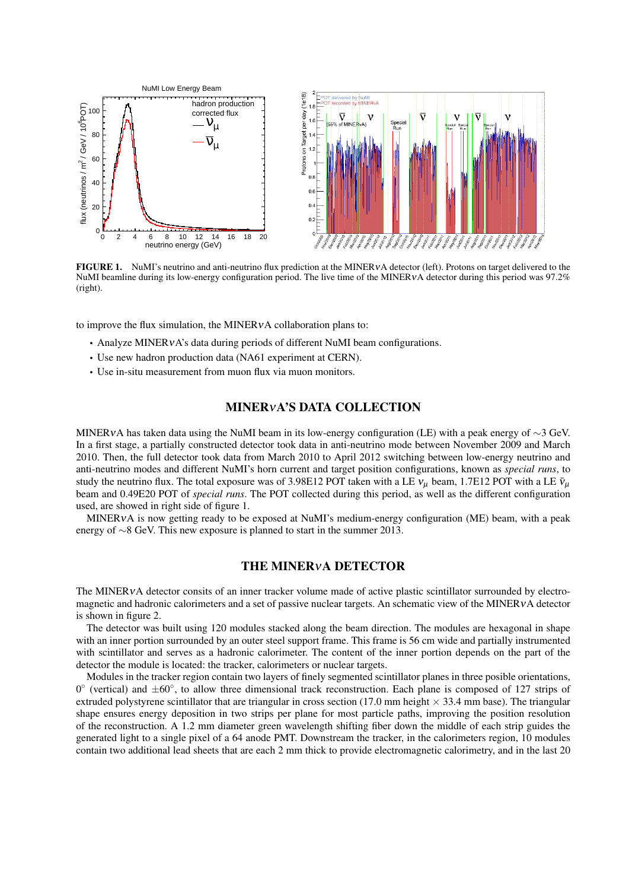**FIGURE 1.** NuMI's neutrino and anti-neutrino flux prediction at the MINER$\nu$A detector (left). Protons on target delivered to the NuMI beamline during its low-energy configuration period. The live time of the MINER$\nu$A detector during this period was 97.2% (right).

to improve the flux simulation, the MINER$\nu$A collaboration plans to:

- Analyze MINER$\nu$A's data during periods of different NuMI beam configurations.
- Use new hadron production data (NA61 experiment at CERN).
- Use in-situ measurement from muon flux via muon monitors.

## MINER$\nu$A'S DATA COLLECTION

MINER$\nu$A has taken data using the NuMI beam in its low-energy configuration (LE) with a peak energy of $\sim$3 GeV. In a first stage, a partially constructed detector took data in anti-neutrino mode between November 2009 and March 2010. Then, the full detector took data from March 2010 to April 2012 switching between low-energy neutrino and anti-neutrino modes and different NuMI's horn current and target position configurations, known as *special runs*, to study the neutrino flux. The total exposure was of 3.98E12 POT taken with a LE $\nu_\mu$ beam, 1.7E12 POT with a LE $\bar{\nu}_\mu$ beam and 0.49E20 POT of *special runs*. The POT collected during this period, as well as the different configuration used, are showed in right side of figure 1.

MINER$\nu$A is now getting ready to be exposed at NuMI's medium-energy configuration (ME) beam, with a peak energy of $\sim$8 GeV. This new exposure is planned to start in the summer 2013.

## THE MINER$\nu$A DETECTOR

The MINER$\nu$A detector consits of an inner tracker volume made of active plastic scintillator surrounded by electromagnetic and hadronic calorimeters and a set of passive nuclear targets. An schematic view of the MINER$\nu$A detector is shown in figure 2.

The detector was built using 120 modules stacked along the beam direction. The modules are hexagonal in shape with an inner portion surrounded by an outer steel support frame. This frame is 56 cm wide and partially instrumented with scintillator and serves as a hadronic calorimeter. The content of the inner portion depends on the part of the detector the module is located: the tracker, calorimeters or nuclear targets.

Modules in the tracker region contain two layers of finely segmented scintillator planes in three posible orientations, $0^\circ$ (vertical) and $\pm 60^\circ$, to allow three dimensional track reconstruction. Each plane is composed of 127 strips of extruded polystyrene scintillator that are triangular in cross section (17.0 mm height $\times$ 33.4 mm base). The triangular shape ensures energy deposition in two strips per plane for most particle paths, improving the position resolution of the reconstruction. A 1.2 mm diameter green wavelength shifting fiber down the middle of each strip guides the generated light to a single pixel of a 64 anode PMT. Downstream the tracker, in the calorimeters region, 10 modules contain two additional lead sheets that are each 2 mm thick to provide electromagnetic calorimetry, and in the last 20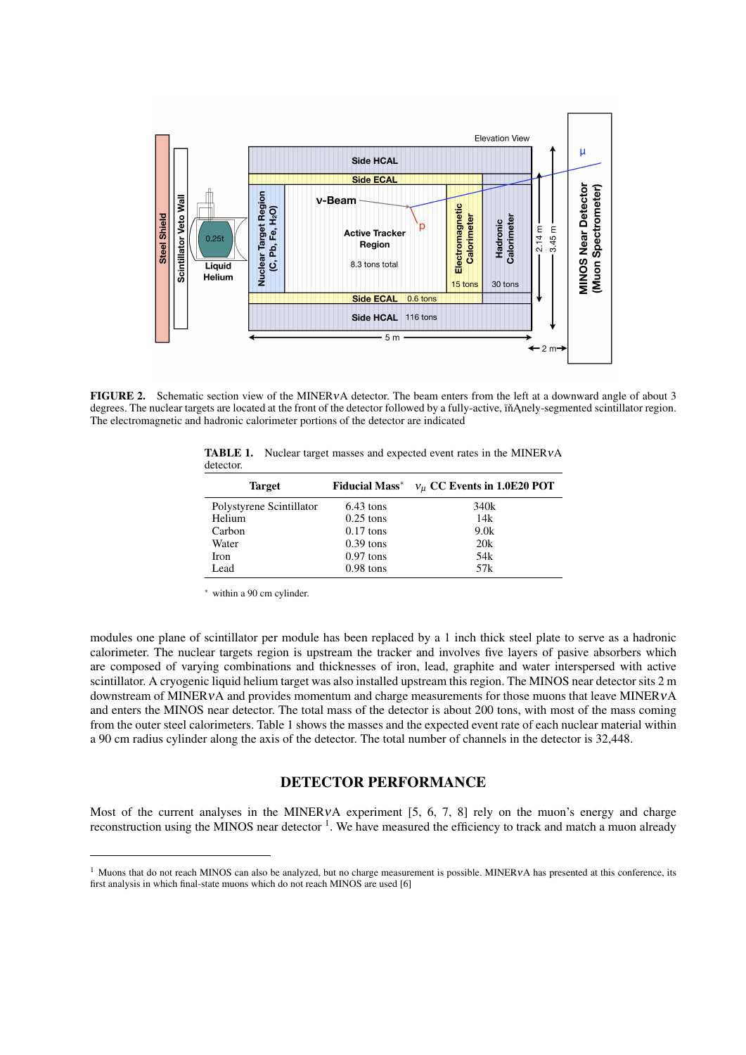**FIGURE 2.** Schematic section view of the MINER$\nu$A detector. The beam enters from the left at a downward angle of about 3 degrees. The nuclear targets are located at the front of the detector followed by a fully-active, ïňĄnely-segmented scintillator region. The electromagnetic and hadronic calorimeter portions of the detector are indicated

**TABLE 1.** Nuclear target masses and expected event rates in the MINER$\nu$A detector.

| Target | Fiducial Mass* | $\nu_\mu$ CC Events in 1.0E20 POT |
|---|---|---|
| Polystyrene Scintillator | 6.43 tons | 340k |
| Helium | 0.25 tons | 14k |
| Carbon | 0.17 tons | 9.0k |
| Water | 0.39 tons | 20k |
| Iron | 0.97 tons | 54k |
| Lead | 0.98 tons | 57k |

\* within a 90 cm cylinder.

modules one plane of scintillator per module has been replaced by a 1 inch thick steel plate to serve as a hadronic calorimeter. The nuclear targets region is upstream the tracker and involves five layers of pasive absorbers which are composed of varying combinations and thicknesses of iron, lead, graphite and water interspersed with active scintillator. A cryogenic liquid helium target was also installed upstream this region. The MINOS near detector sits 2 m downstream of MINER$\nu$A and provides momentum and charge measurements for those muons that leave MINER$\nu$A and enters the MINOS near detector. The total mass of the detector is about 200 tons, with most of the mass coming from the outer steel calorimeters. Table 1 shows the masses and the expected event rate of each nuclear material within a 90 cm radius cylinder along the axis of the detector. The total number of channels in the detector is 32,448.

## DETECTOR PERFORMANCE

Most of the current analyses in the MINER$\nu$A experiment [5, 6, 7, 8] rely on the muon's energy and charge reconstruction using the MINOS near detector [1]. We have measured the efficiency to track and match a muon already

[1] Muons that do not reach MINOS can also be analyzed, but no charge measurement is possible. MINER$\nu$A has presented at this conference, its first analysis in which final-state muons which do not reach MINOS are used [6]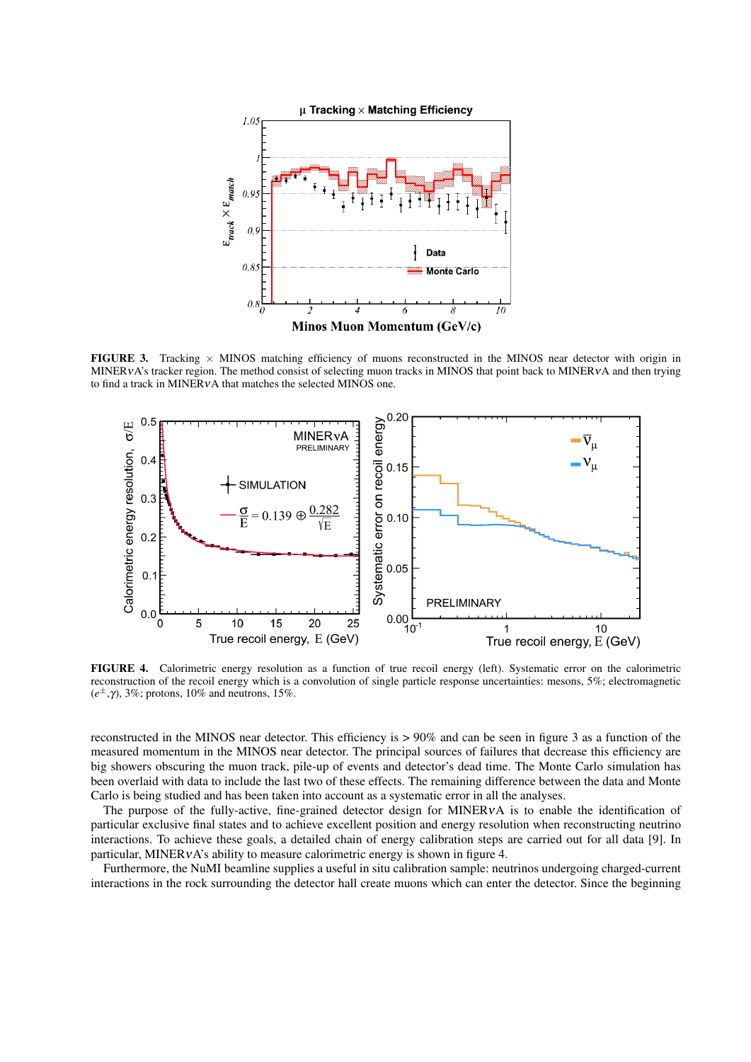**FIGURE 3.** Tracking × MINOS matching efficiency of muons reconstructed in the MINOS near detector with origin in MINER$\nu$A's tracker region. The method consist of selecting muon tracks in MINOS that point back to MINER$\nu$A and then trying to find a track in MINER$\nu$A that matches the selected MINOS one.

**FIGURE 4.** Calorimetric energy resolution as a function of true recoil energy (left). Systematic error on the calorimetric reconstruction of the recoil energy which is a convolution of single particle response uncertainties: mesons, 5%; electromagnetic ($e^{\pm}$,$\gamma$), 3%; protons, 10% and neutrons, 15%.

reconstructed in the MINOS near detector. This efficiency is > 90% and can be seen in figure 3 as a function of the measured momentum in the MINOS near detector. The principal sources of failures that decrease this efficiency are big showers obscuring the muon track, pile-up of events and detector's dead time. The Monte Carlo simulation has been overlaid with data to include the last two of these effects. The remaining difference between the data and Monte Carlo is being studied and has been taken into account as a systematic error in all the analyses.

The purpose of the fully-active, fine-grained detector design for MINER$\nu$A is to enable the identification of particular exclusive final states and to achieve excellent position and energy resolution when reconstructing neutrino interactions. To achieve these goals, a detailed chain of energy calibration steps are carried out for all data [9]. In particular, MINER$\nu$A's ability to measure calorimetric energy is shown in figure 4.

Furthermore, the NuMI beamline supplies a useful in situ calibration sample: neutrinos undergoing charged-current interactions in the rock surrounding the detector hall create muons which can enter the detector. Since the beginning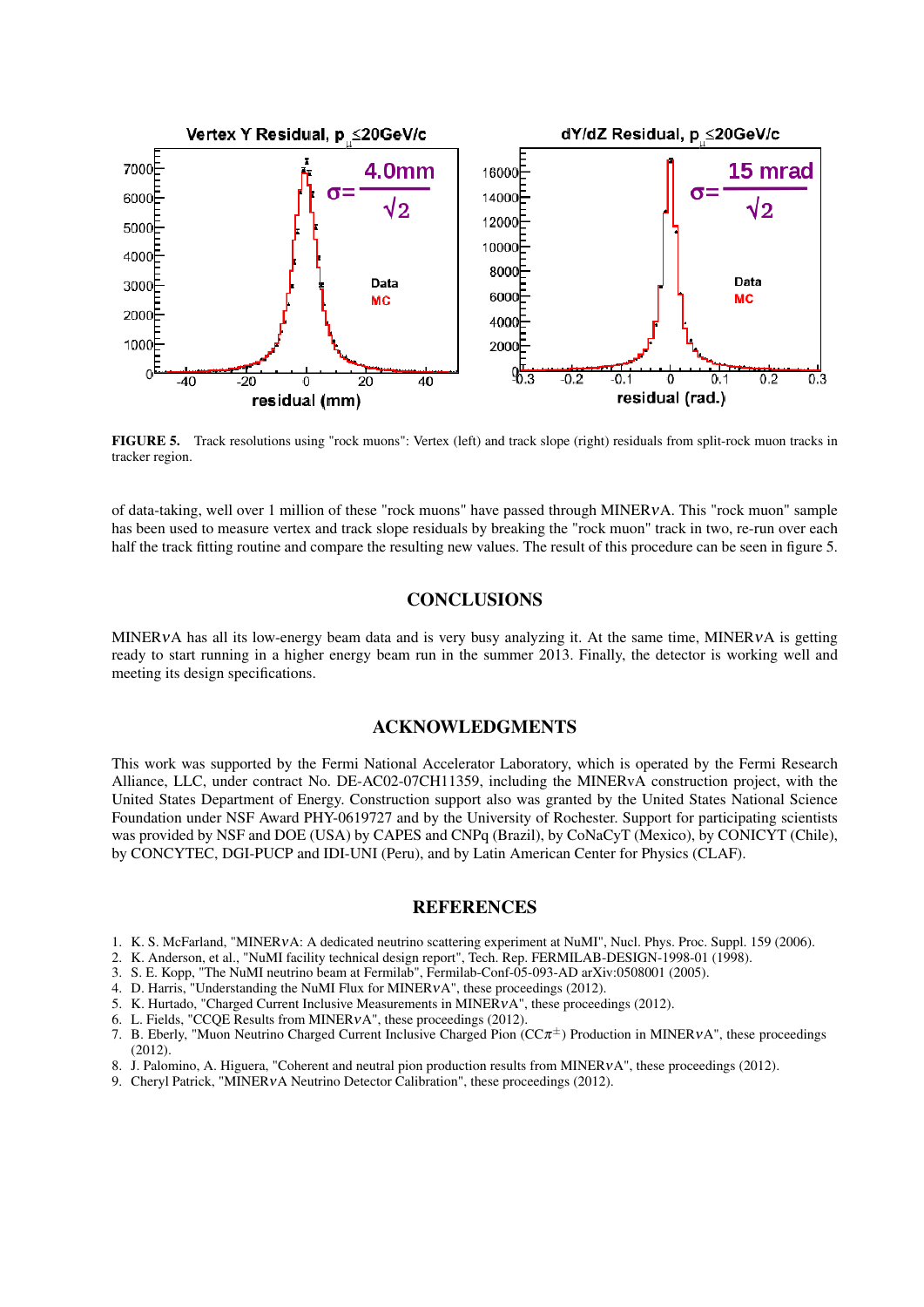Vertex Y Residual, $p_\mu \leq 20$GeV/c

7000
6000
5000
4000
3000
2000
1000
0
-40 -20 0 20 40
residual (mm)

$\sigma = \frac{4.0\text{mm}}{\sqrt{2}}$

Data
MC

dY/dZ Residual, $p_\mu \leq 20$GeV/c

16000
14000
12000
10000
8000
6000
4000
2000
0
-0.3 -0.2 -0.1 0 0.1 0.2 0.3
residual (rad.)

$\sigma = \frac{15\text{ mrad}}{\sqrt{2}}$

Data
MC

**FIGURE 5.** Track resolutions using "rock muons": Vertex (left) and track slope (right) residuals from split-rock muon tracks in tracker region.

of data-taking, well over 1 million of these "rock muons" have passed through MINER$\nu$A. This "rock muon" sample has been used to measure vertex and track slope residuals by breaking the "rock muon" track in two, re-run over each half the track fitting routine and compare the resulting new values. The result of this procedure can be seen in figure 5.

## CONCLUSIONS

MINER$\nu$A has all its low-energy beam data and is very busy analyzing it. At the same time, MINER$\nu$A is getting ready to start running in a higher energy beam run in the summer 2013. Finally, the detector is working well and meeting its design specifications.

## ACKNOWLEDGMENTS

This work was supported by the Fermi National Accelerator Laboratory, which is operated by the Fermi Research Alliance, LLC, under contract No. DE-AC02-07CH11359, including the MINERvA construction project, with the United States Department of Energy. Construction support also was granted by the United States National Science Foundation under NSF Award PHY-0619727 and by the University of Rochester. Support for participating scientists was provided by NSF and DOE (USA) by CAPES and CNPq (Brazil), by CoNaCyT (Mexico), by CONICYT (Chile), by CONCYTEC, DGI-PUCP and IDI-UNI (Peru), and by Latin American Center for Physics (CLAF).

## REFERENCES

1. K. S. McFarland, "MINER$\nu$A: A dedicated neutrino scattering experiment at NuMI", Nucl. Phys. Proc. Suppl. 159 (2006).
2. K. Anderson, et al., "NuMI facility technical design report", Tech. Rep. FERMILAB-DESIGN-1998-01 (1998).
3. S. E. Kopp, "The NuMI neutrino beam at Fermilab", Fermilab-Conf-05-093-AD arXiv:0508001 (2005).
4. D. Harris, "Understanding the NuMI Flux for MINER$\nu$A", these proceedings (2012).
5. K. Hurtado, "Charged Current Inclusive Measurements in MINER$\nu$A", these proceedings (2012).
6. L. Fields, "CCQE Results from MINER$\nu$A", these proceedings (2012).
7. B. Eberly, "Muon Neutrino Charged Current Inclusive Charged Pion ($CC\pi^{\pm}$) Production in MINER$\nu$A", these proceedings (2012).
8. J. Palomino, A. Higuera, "Coherent and neutral pion production results from MINER$\nu$A", these proceedings (2012).
9. Cheryl Patrick, "MINER$\nu$A Neutrino Detector Calibration", these proceedings (2012).